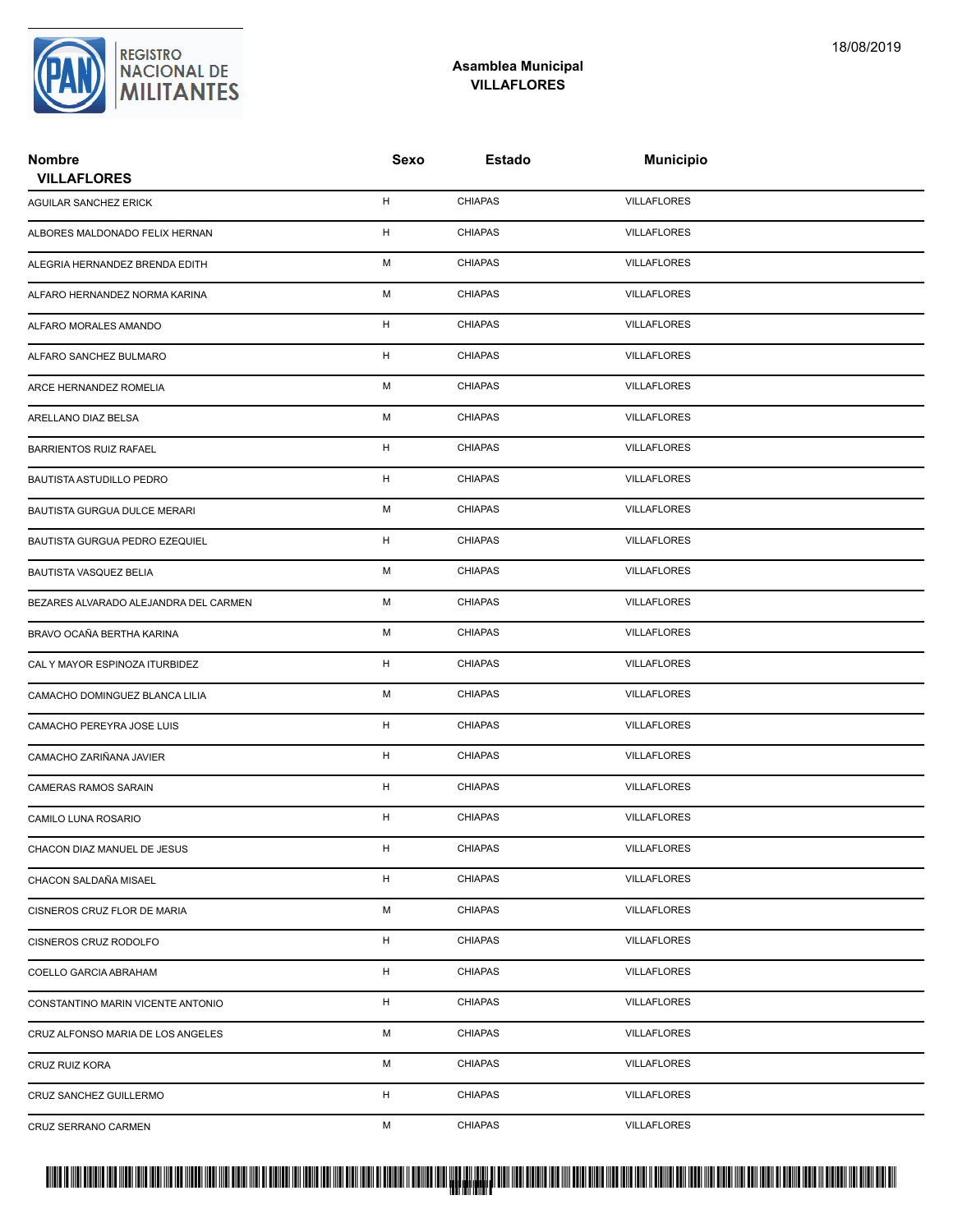REGISTRO NACIONAL DE MILITANTES

**Asamblea Municipal**
**VILLAFLORES**

18/08/2019

| Nombre<br>VILLAFLORES | Sexo | Estado | Municipio |
|---|---|---|---|
| AGUILAR SANCHEZ ERICK | H | CHIAPAS | VILLAFLORES |
| ALBORES MALDONADO FELIX HERNAN | H | CHIAPAS | VILLAFLORES |
| ALEGRIA HERNANDEZ BRENDA EDITH | M | CHIAPAS | VILLAFLORES |
| ALFARO HERNANDEZ NORMA KARINA | M | CHIAPAS | VILLAFLORES |
| ALFARO MORALES AMANDO | H | CHIAPAS | VILLAFLORES |
| ALFARO SANCHEZ BULMARO | H | CHIAPAS | VILLAFLORES |
| ARCE HERNANDEZ ROMELIA | M | CHIAPAS | VILLAFLORES |
| ARELLANO DIAZ BELSA | M | CHIAPAS | VILLAFLORES |
| BARRIENTOS RUIZ RAFAEL | H | CHIAPAS | VILLAFLORES |
| BAUTISTA ASTUDILLO PEDRO | H | CHIAPAS | VILLAFLORES |
| BAUTISTA GURGUA DULCE MERARI | M | CHIAPAS | VILLAFLORES |
| BAUTISTA GURGUA PEDRO EZEQUIEL | H | CHIAPAS | VILLAFLORES |
| BAUTISTA VASQUEZ BELIA | M | CHIAPAS | VILLAFLORES |
| BEZARES ALVARADO ALEJANDRA DEL CARMEN | M | CHIAPAS | VILLAFLORES |
| BRAVO OCAÑA BERTHA KARINA | M | CHIAPAS | VILLAFLORES |
| CAL Y MAYOR ESPINOZA ITURBIDEZ | H | CHIAPAS | VILLAFLORES |
| CAMACHO DOMINGUEZ BLANCA LILIA | M | CHIAPAS | VILLAFLORES |
| CAMACHO PEREYRA JOSE LUIS | H | CHIAPAS | VILLAFLORES |
| CAMACHO ZARIÑANA JAVIER | H | CHIAPAS | VILLAFLORES |
| CAMERAS RAMOS SARAIN | H | CHIAPAS | VILLAFLORES |
| CAMILO LUNA ROSARIO | H | CHIAPAS | VILLAFLORES |
| CHACON DIAZ MANUEL DE JESUS | H | CHIAPAS | VILLAFLORES |
| CHACON SALDAÑA MISAEL | H | CHIAPAS | VILLAFLORES |
| CISNEROS CRUZ FLOR DE MARIA | M | CHIAPAS | VILLAFLORES |
| CISNEROS CRUZ RODOLFO | H | CHIAPAS | VILLAFLORES |
| COELLO GARCIA ABRAHAM | H | CHIAPAS | VILLAFLORES |
| CONSTANTINO MARIN VICENTE ANTONIO | H | CHIAPAS | VILLAFLORES |
| CRUZ ALFONSO MARIA DE LOS ANGELES | M | CHIAPAS | VILLAFLORES |
| CRUZ RUIZ KORA | M | CHIAPAS | VILLAFLORES |
| CRUZ SANCHEZ GUILLERMO | H | CHIAPAS | VILLAFLORES |
| CRUZ SERRANO CARMEN | M | CHIAPAS | VILLAFLORES |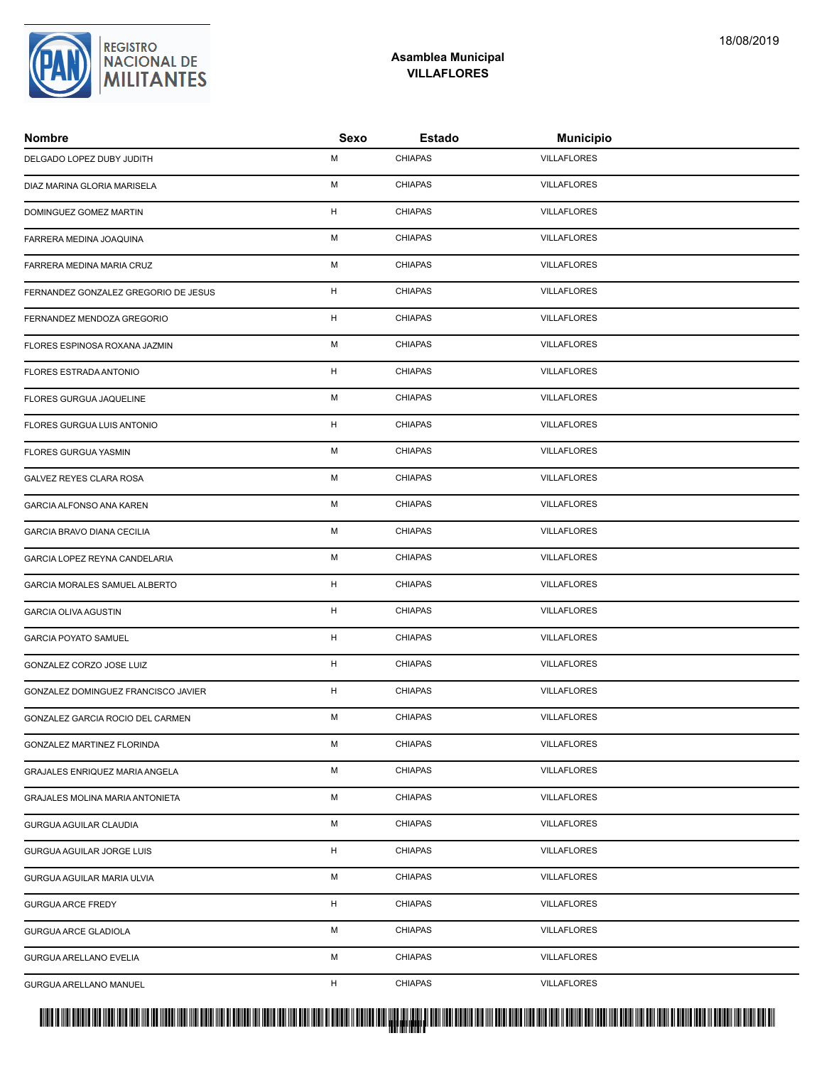## Asamblea Municipal
## VILLAFLORES

| Nombre | Sexo | Estado | Municipio |
|---|---|---|---|
| DELGADO LOPEZ DUBY JUDITH | M | CHIAPAS | VILLAFLORES |
| DIAZ MARINA GLORIA MARISELA | M | CHIAPAS | VILLAFLORES |
| DOMINGUEZ GOMEZ MARTIN | H | CHIAPAS | VILLAFLORES |
| FARRERA MEDINA JOAQUINA | M | CHIAPAS | VILLAFLORES |
| FARRERA MEDINA MARIA CRUZ | M | CHIAPAS | VILLAFLORES |
| FERNANDEZ GONZALEZ GREGORIO DE JESUS | H | CHIAPAS | VILLAFLORES |
| FERNANDEZ MENDOZA GREGORIO | H | CHIAPAS | VILLAFLORES |
| FLORES ESPINOSA ROXANA JAZMIN | M | CHIAPAS | VILLAFLORES |
| FLORES ESTRADA ANTONIO | H | CHIAPAS | VILLAFLORES |
| FLORES GURGUA JAQUELINE | M | CHIAPAS | VILLAFLORES |
| FLORES GURGUA LUIS ANTONIO | H | CHIAPAS | VILLAFLORES |
| FLORES GURGUA YASMIN | M | CHIAPAS | VILLAFLORES |
| GALVEZ REYES CLARA ROSA | M | CHIAPAS | VILLAFLORES |
| GARCIA ALFONSO ANA KAREN | M | CHIAPAS | VILLAFLORES |
| GARCIA BRAVO DIANA CECILIA | M | CHIAPAS | VILLAFLORES |
| GARCIA LOPEZ REYNA CANDELARIA | M | CHIAPAS | VILLAFLORES |
| GARCIA MORALES SAMUEL ALBERTO | H | CHIAPAS | VILLAFLORES |
| GARCIA OLIVA AGUSTIN | H | CHIAPAS | VILLAFLORES |
| GARCIA POYATO SAMUEL | H | CHIAPAS | VILLAFLORES |
| GONZALEZ CORZO JOSE LUIZ | H | CHIAPAS | VILLAFLORES |
| GONZALEZ DOMINGUEZ FRANCISCO JAVIER | H | CHIAPAS | VILLAFLORES |
| GONZALEZ GARCIA ROCIO DEL CARMEN | M | CHIAPAS | VILLAFLORES |
| GONZALEZ MARTINEZ FLORINDA | M | CHIAPAS | VILLAFLORES |
| GRAJALES ENRIQUEZ MARIA ANGELA | M | CHIAPAS | VILLAFLORES |
| GRAJALES MOLINA MARIA ANTONIETA | M | CHIAPAS | VILLAFLORES |
| GURGUA AGUILAR CLAUDIA | M | CHIAPAS | VILLAFLORES |
| GURGUA AGUILAR JORGE LUIS | H | CHIAPAS | VILLAFLORES |
| GURGUA AGUILAR MARIA ULVIA | M | CHIAPAS | VILLAFLORES |
| GURGUA ARCE FREDY | H | CHIAPAS | VILLAFLORES |
| GURGUA ARCE GLADIOLA | M | CHIAPAS | VILLAFLORES |
| GURGUA ARELLANO EVELIA | M | CHIAPAS | VILLAFLORES |
| GURGUA ARELLANO MANUEL | H | CHIAPAS | VILLAFLORES |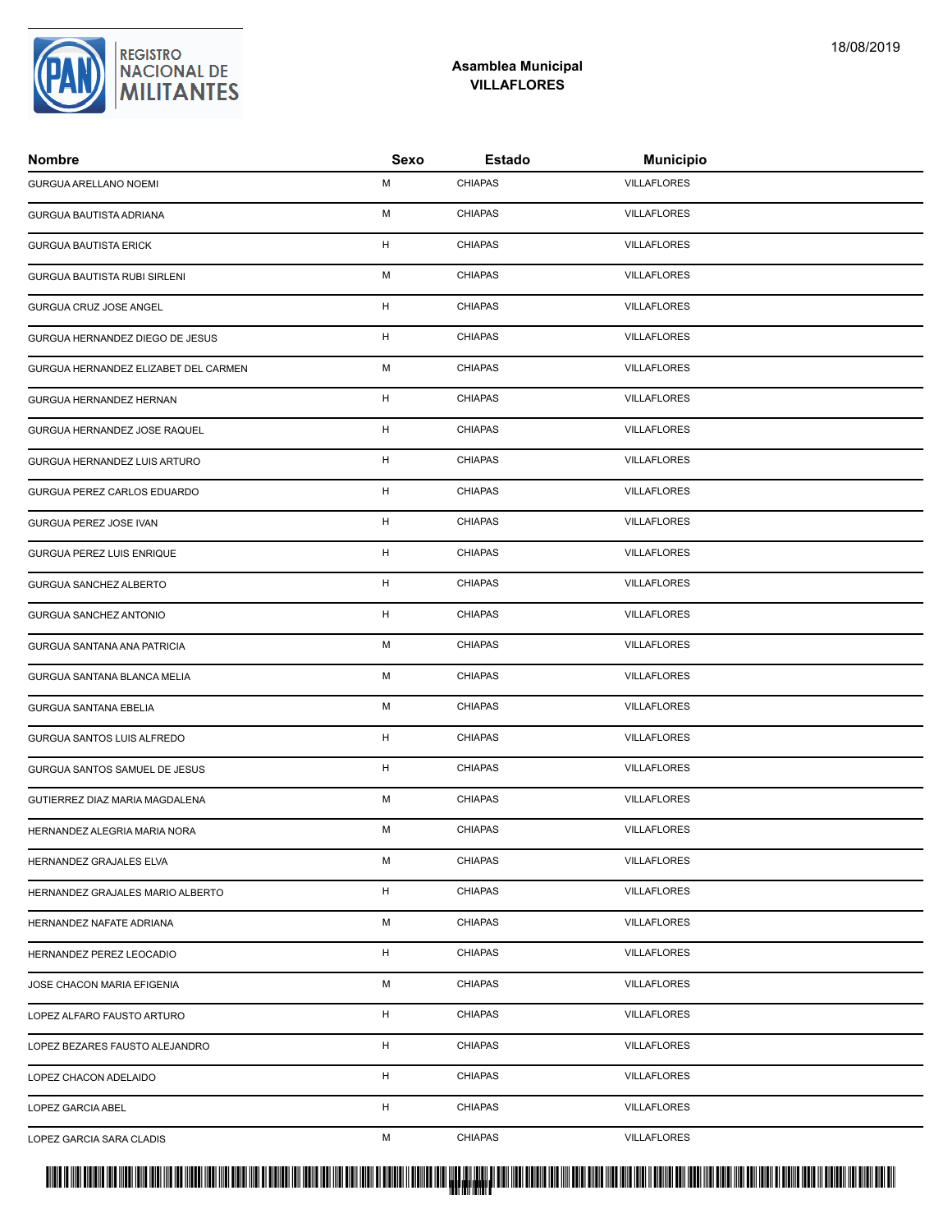**Asamblea Municipal**
**VILLAFLORES**

18/08/2019

| Nombre | Sexo | Estado | Municipio |
|---|---|---|---|
| GURGUA ARELLANO NOEMI | M | CHIAPAS | VILLAFLORES |
| GURGUA BAUTISTA ADRIANA | M | CHIAPAS | VILLAFLORES |
| GURGUA BAUTISTA ERICK | H | CHIAPAS | VILLAFLORES |
| GURGUA BAUTISTA RUBI SIRLENI | M | CHIAPAS | VILLAFLORES |
| GURGUA CRUZ JOSE ANGEL | H | CHIAPAS | VILLAFLORES |
| GURGUA HERNANDEZ DIEGO DE JESUS | H | CHIAPAS | VILLAFLORES |
| GURGUA HERNANDEZ ELIZABET DEL CARMEN | M | CHIAPAS | VILLAFLORES |
| GURGUA HERNANDEZ HERNAN | H | CHIAPAS | VILLAFLORES |
| GURGUA HERNANDEZ JOSE RAQUEL | H | CHIAPAS | VILLAFLORES |
| GURGUA HERNANDEZ LUIS ARTURO | H | CHIAPAS | VILLAFLORES |
| GURGUA PEREZ CARLOS EDUARDO | H | CHIAPAS | VILLAFLORES |
| GURGUA PEREZ JOSE IVAN | H | CHIAPAS | VILLAFLORES |
| GURGUA PEREZ LUIS ENRIQUE | H | CHIAPAS | VILLAFLORES |
| GURGUA SANCHEZ ALBERTO | H | CHIAPAS | VILLAFLORES |
| GURGUA SANCHEZ ANTONIO | H | CHIAPAS | VILLAFLORES |
| GURGUA SANTANA ANA PATRICIA | M | CHIAPAS | VILLAFLORES |
| GURGUA SANTANA BLANCA MELIA | M | CHIAPAS | VILLAFLORES |
| GURGUA SANTANA EBELIA | M | CHIAPAS | VILLAFLORES |
| GURGUA SANTOS LUIS ALFREDO | H | CHIAPAS | VILLAFLORES |
| GURGUA SANTOS SAMUEL DE JESUS | H | CHIAPAS | VILLAFLORES |
| GUTIERREZ DIAZ MARIA MAGDALENA | M | CHIAPAS | VILLAFLORES |
| HERNANDEZ ALEGRIA MARIA NORA | M | CHIAPAS | VILLAFLORES |
| HERNANDEZ GRAJALES ELVA | M | CHIAPAS | VILLAFLORES |
| HERNANDEZ GRAJALES MARIO ALBERTO | H | CHIAPAS | VILLAFLORES |
| HERNANDEZ NAFATE ADRIANA | M | CHIAPAS | VILLAFLORES |
| HERNANDEZ PEREZ LEOCADIO | H | CHIAPAS | VILLAFLORES |
| JOSE CHACON MARIA EFIGENIA | M | CHIAPAS | VILLAFLORES |
| LOPEZ ALFARO FAUSTO ARTURO | H | CHIAPAS | VILLAFLORES |
| LOPEZ BEZARES FAUSTO ALEJANDRO | H | CHIAPAS | VILLAFLORES |
| LOPEZ CHACON ADELAIDO | H | CHIAPAS | VILLAFLORES |
| LOPEZ GARCIA ABEL | H | CHIAPAS | VILLAFLORES |
| LOPEZ GARCIA SARA CLADIS | M | CHIAPAS | VILLAFLORES |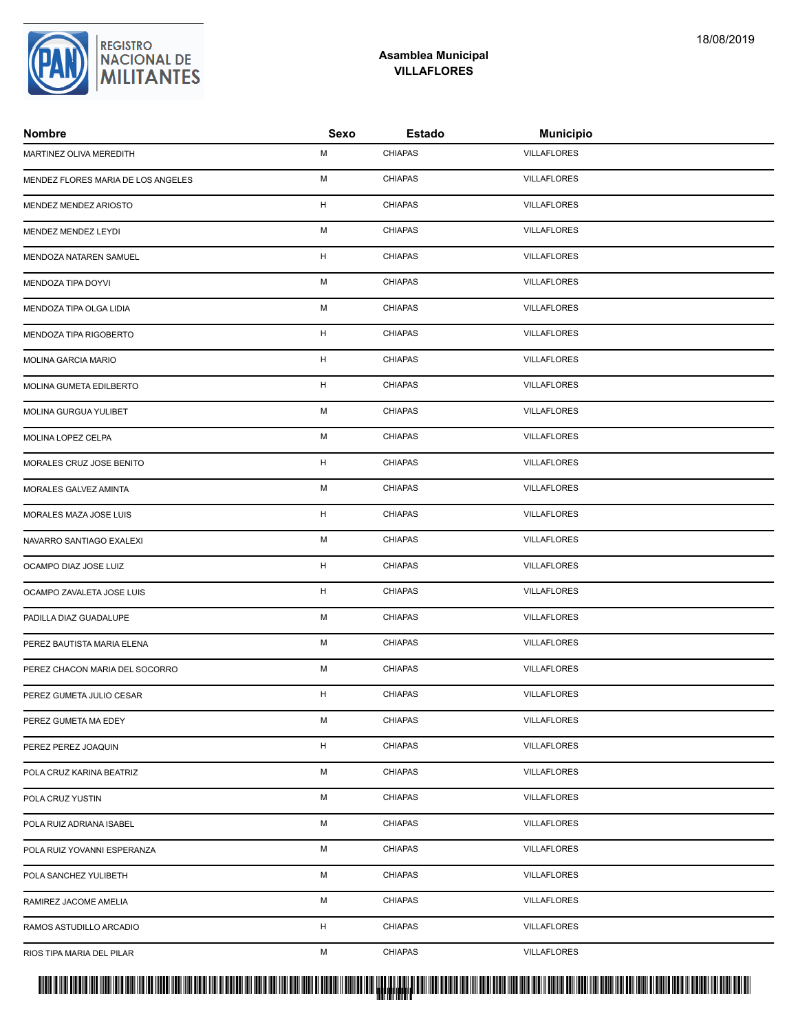## Asamblea Municipal
## VILLAFLORES

| Nombre | Sexo | Estado | Municipio |
|---|---|---|---|
| MARTINEZ OLIVA MEREDITH | M | CHIAPAS | VILLAFLORES |
| MENDEZ FLORES MARIA DE LOS ANGELES | M | CHIAPAS | VILLAFLORES |
| MENDEZ MENDEZ ARIOSTO | H | CHIAPAS | VILLAFLORES |
| MENDEZ MENDEZ LEYDI | M | CHIAPAS | VILLAFLORES |
| MENDOZA NATAREN SAMUEL | H | CHIAPAS | VILLAFLORES |
| MENDOZA TIPA DOYVI | M | CHIAPAS | VILLAFLORES |
| MENDOZA TIPA OLGA LIDIA | M | CHIAPAS | VILLAFLORES |
| MENDOZA TIPA RIGOBERTO | H | CHIAPAS | VILLAFLORES |
| MOLINA GARCIA MARIO | H | CHIAPAS | VILLAFLORES |
| MOLINA GUMETA EDILBERTO | H | CHIAPAS | VILLAFLORES |
| MOLINA GURGUA YULIBET | M | CHIAPAS | VILLAFLORES |
| MOLINA LOPEZ CELPA | M | CHIAPAS | VILLAFLORES |
| MORALES CRUZ JOSE BENITO | H | CHIAPAS | VILLAFLORES |
| MORALES GALVEZ AMINTA | M | CHIAPAS | VILLAFLORES |
| MORALES MAZA JOSE LUIS | H | CHIAPAS | VILLAFLORES |
| NAVARRO SANTIAGO EXALEXI | M | CHIAPAS | VILLAFLORES |
| OCAMPO DIAZ JOSE LUIZ | H | CHIAPAS | VILLAFLORES |
| OCAMPO ZAVALETA JOSE LUIS | H | CHIAPAS | VILLAFLORES |
| PADILLA DIAZ GUADALUPE | M | CHIAPAS | VILLAFLORES |
| PEREZ BAUTISTA MARIA ELENA | M | CHIAPAS | VILLAFLORES |
| PEREZ CHACON MARIA DEL SOCORRO | M | CHIAPAS | VILLAFLORES |
| PEREZ GUMETA JULIO CESAR | H | CHIAPAS | VILLAFLORES |
| PEREZ GUMETA MA EDEY | M | CHIAPAS | VILLAFLORES |
| PEREZ PEREZ JOAQUIN | H | CHIAPAS | VILLAFLORES |
| POLA CRUZ KARINA BEATRIZ | M | CHIAPAS | VILLAFLORES |
| POLA CRUZ YUSTIN | M | CHIAPAS | VILLAFLORES |
| POLA RUIZ ADRIANA ISABEL | M | CHIAPAS | VILLAFLORES |
| POLA RUIZ YOVANNI ESPERANZA | M | CHIAPAS | VILLAFLORES |
| POLA SANCHEZ YULIBETH | M | CHIAPAS | VILLAFLORES |
| RAMIREZ JACOME AMELIA | M | CHIAPAS | VILLAFLORES |
| RAMOS ASTUDILLO ARCADIO | H | CHIAPAS | VILLAFLORES |
| RIOS TIPA MARIA DEL PILAR | M | CHIAPAS | VILLAFLORES |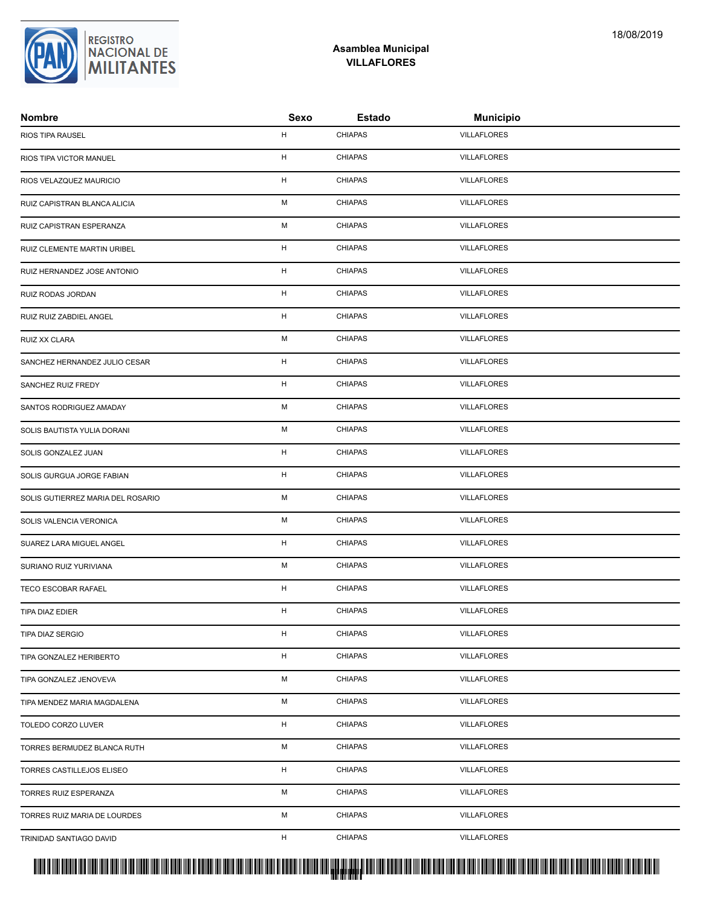**Asamblea Municipal**
**VILLAFLORES**

| Nombre | Sexo | Estado | Municipio |
|---|---|---|---|
| RIOS TIPA RAUSEL | H | CHIAPAS | VILLAFLORES |
| RIOS TIPA VICTOR MANUEL | H | CHIAPAS | VILLAFLORES |
| RIOS VELAZQUEZ MAURICIO | H | CHIAPAS | VILLAFLORES |
| RUIZ CAPISTRAN BLANCA ALICIA | M | CHIAPAS | VILLAFLORES |
| RUIZ CAPISTRAN ESPERANZA | M | CHIAPAS | VILLAFLORES |
| RUIZ CLEMENTE MARTIN URIBEL | H | CHIAPAS | VILLAFLORES |
| RUIZ HERNANDEZ JOSE ANTONIO | H | CHIAPAS | VILLAFLORES |
| RUIZ RODAS JORDAN | H | CHIAPAS | VILLAFLORES |
| RUIZ RUIZ ZABDIEL ANGEL | H | CHIAPAS | VILLAFLORES |
| RUIZ XX CLARA | M | CHIAPAS | VILLAFLORES |
| SANCHEZ HERNANDEZ JULIO CESAR | H | CHIAPAS | VILLAFLORES |
| SANCHEZ RUIZ FREDY | H | CHIAPAS | VILLAFLORES |
| SANTOS RODRIGUEZ AMADAY | M | CHIAPAS | VILLAFLORES |
| SOLIS BAUTISTA YULIA DORANI | M | CHIAPAS | VILLAFLORES |
| SOLIS GONZALEZ JUAN | H | CHIAPAS | VILLAFLORES |
| SOLIS GURGUA JORGE FABIAN | H | CHIAPAS | VILLAFLORES |
| SOLIS GUTIERREZ MARIA DEL ROSARIO | M | CHIAPAS | VILLAFLORES |
| SOLIS VALENCIA VERONICA | M | CHIAPAS | VILLAFLORES |
| SUAREZ LARA MIGUEL ANGEL | H | CHIAPAS | VILLAFLORES |
| SURIANO RUIZ YURIVIANA | M | CHIAPAS | VILLAFLORES |
| TECO ESCOBAR RAFAEL | H | CHIAPAS | VILLAFLORES |
| TIPA DIAZ EDIER | H | CHIAPAS | VILLAFLORES |
| TIPA DIAZ SERGIO | H | CHIAPAS | VILLAFLORES |
| TIPA GONZALEZ HERIBERTO | H | CHIAPAS | VILLAFLORES |
| TIPA GONZALEZ JENOVEVA | M | CHIAPAS | VILLAFLORES |
| TIPA MENDEZ MARIA MAGDALENA | M | CHIAPAS | VILLAFLORES |
| TOLEDO CORZO LUVER | H | CHIAPAS | VILLAFLORES |
| TORRES BERMUDEZ BLANCA RUTH | M | CHIAPAS | VILLAFLORES |
| TORRES CASTILLEJOS ELISEO | H | CHIAPAS | VILLAFLORES |
| TORRES RUIZ ESPERANZA | M | CHIAPAS | VILLAFLORES |
| TORRES RUIZ MARIA DE LOURDES | M | CHIAPAS | VILLAFLORES |
| TRINIDAD SANTIAGO DAVID | H | CHIAPAS | VILLAFLORES |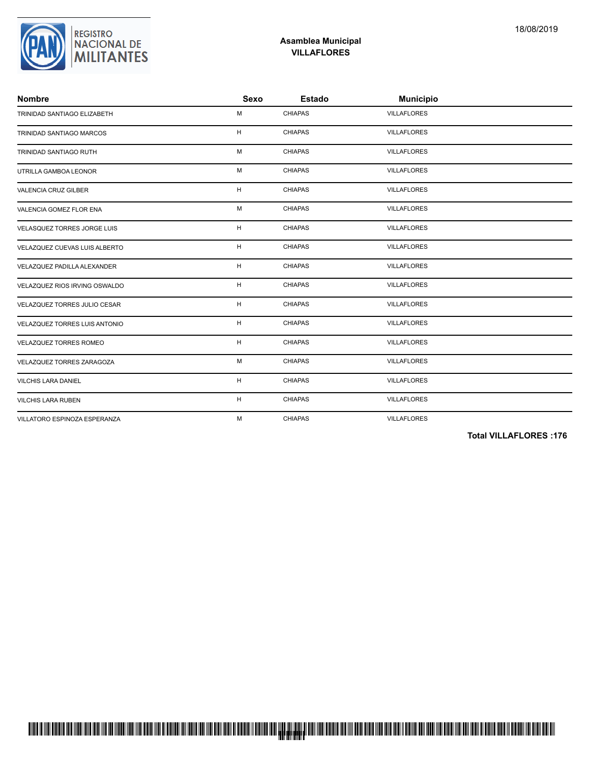**Asamblea Municipal**
**VILLAFLORES**

| Nombre | Sexo | Estado | Municipio |
|---|---|---|---|
| TRINIDAD SANTIAGO ELIZABETH | M | CHIAPAS | VILLAFLORES |
| TRINIDAD SANTIAGO MARCOS | H | CHIAPAS | VILLAFLORES |
| TRINIDAD SANTIAGO RUTH | M | CHIAPAS | VILLAFLORES |
| UTRILLA GAMBOA LEONOR | M | CHIAPAS | VILLAFLORES |
| VALENCIA CRUZ GILBER | H | CHIAPAS | VILLAFLORES |
| VALENCIA GOMEZ FLOR ENA | M | CHIAPAS | VILLAFLORES |
| VELASQUEZ TORRES JORGE LUIS | H | CHIAPAS | VILLAFLORES |
| VELAZQUEZ CUEVAS LUIS ALBERTO | H | CHIAPAS | VILLAFLORES |
| VELAZQUEZ PADILLA ALEXANDER | H | CHIAPAS | VILLAFLORES |
| VELAZQUEZ RIOS IRVING OSWALDO | H | CHIAPAS | VILLAFLORES |
| VELAZQUEZ TORRES JULIO CESAR | H | CHIAPAS | VILLAFLORES |
| VELAZQUEZ TORRES LUIS ANTONIO | H | CHIAPAS | VILLAFLORES |
| VELAZQUEZ TORRES ROMEO | H | CHIAPAS | VILLAFLORES |
| VELAZQUEZ TORRES ZARAGOZA | M | CHIAPAS | VILLAFLORES |
| VILCHIS LARA DANIEL | H | CHIAPAS | VILLAFLORES |
| VILCHIS LARA RUBEN | H | CHIAPAS | VILLAFLORES |
| VILLATORO ESPINOZA ESPERANZA | M | CHIAPAS | VILLAFLORES |

**Total VILLAFLORES :176**